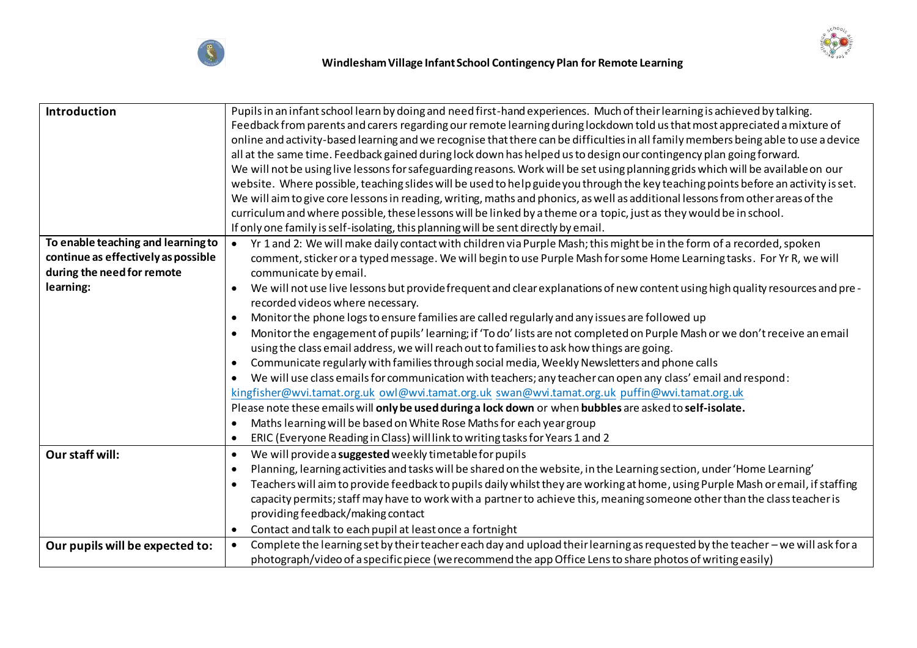# Windlesham Village Infant School Contingency Plan for Remote Learning

| | |
|---|---|
| **Introduction** | Pupils in an infant school learn by doing and need first-hand experiences. Much of their learning is achieved by talking. Feedback from parents and carers regarding our remote learning during lockdown told us that most appreciated a mixture of online and activity-based learning and we recognise that there can be difficulties in all family members being able to use a device all at the same time. Feedback gained during lock down has helped us to design our contingency plan going forward.<br>We will not be using live lessons for safeguarding reasons. Work will be set using planning grids which will be available on our website. Where possible, teaching slides will be used to help guide you through the key teaching points before an activity is set. We will aim to give core lessons in reading, writing, maths and phonics, as well as additional lessons from other areas of the curriculum and where possible, these lessons will be linked by a theme or a topic, just as they would be in school.<br>If only one family is self-isolating, this planning will be sent directly by email. |
| **To enable teaching and learning to continue as effectively as possible during the need for remote learning:** | • Yr 1 and 2: We will make daily contact with children via Purple Mash; this might be in the form of a recorded, spoken comment, sticker or a typed message. We will begin to use Purple Mash for some Home Learning tasks. For Yr R, we will communicate by email.<br>• We will not use live lessons but provide frequent and clear explanations of new content using high quality resources and pre-recorded videos where necessary.<br>• Monitor the phone logs to ensure families are called regularly and any issues are followed up<br>• Monitor the engagement of pupils' learning; if 'To do' lists are not completed on Purple Mash or we don't receive an email using the class email address, we will reach out to families to ask how things are going.<br>• Communicate regularly with families through social media, Weekly Newsletters and phone calls<br>• We will use class emails for communication with teachers; any teacher can open any class' email and respond:<br>kingfisher@wvi.tamat.org.uk owl@wvi.tamat.org.uk swan@wvi.tamat.org.uk puffin@wvi.tamat.org.uk<br>Please note these emails will **only be used during a lock down** or when **bubbles** are asked to **self-isolate.**<br>• Maths learning will be based on White Rose Maths for each year group<br>• ERIC (Everyone Reading in Class) will link to writing tasks for Years 1 and 2 |
| **Our staff will:** | • We will provide a **suggested** weekly timetable for pupils<br>• Planning, learning activities and tasks will be shared on the website, in the Learning section, under 'Home Learning'<br>• Teachers will aim to provide feedback to pupils daily whilst they are working at home, using Purple Mash or email, if staffing capacity permits; staff may have to work with a partner to achieve this, meaning someone other than the class teacher is providing feedback/making contact<br>• Contact and talk to each pupil at least once a fortnight |
| **Our pupils will be expected to:** | • Complete the learning set by their teacher each day and upload their learning as requested by the teacher – we will ask for a photograph/video of a specific piece (we recommend the app Office Lens to share photos of writing easily) |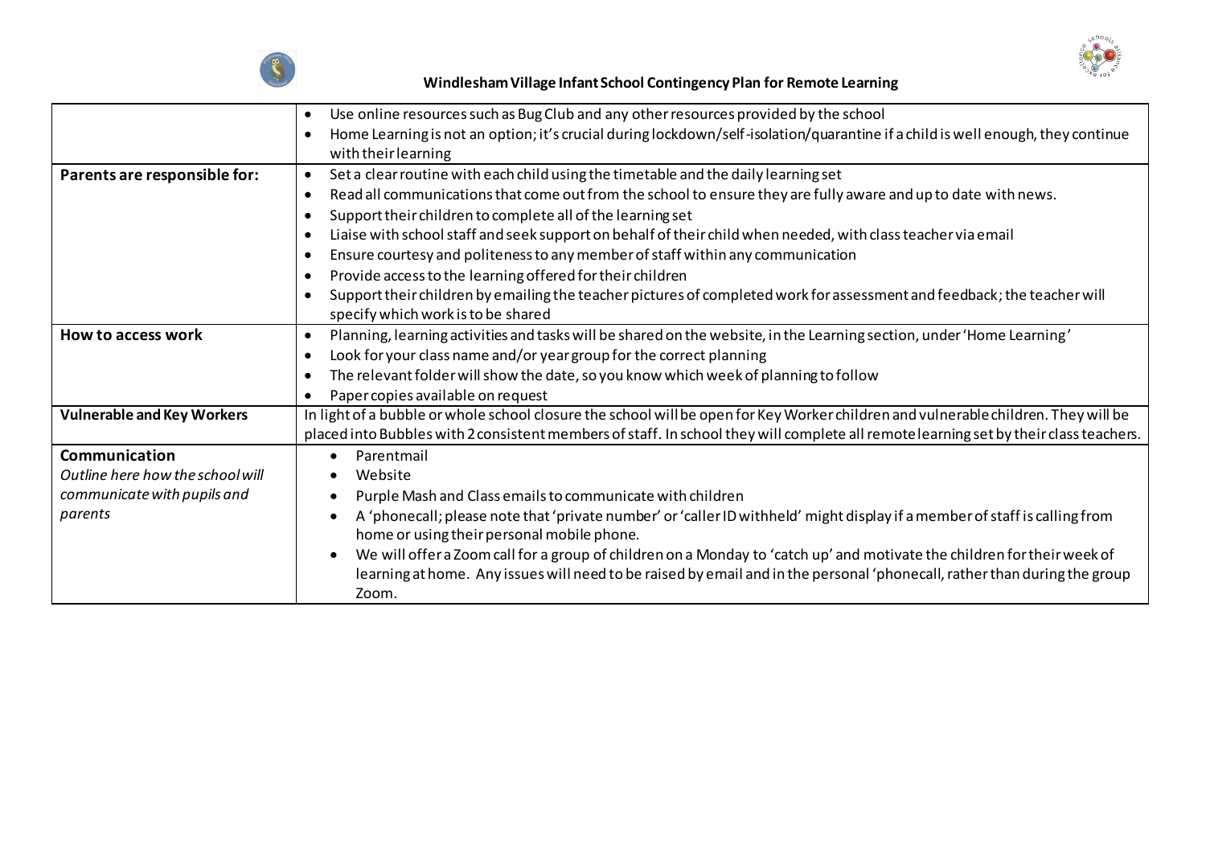# Windlesham Village Infant School Contingency Plan for Remote Learning

| | |
|---|---|
| | • Use online resources such as Bug Club and any other resources provided by the school<br>• Home Learning is not an option; it's crucial during lockdown/self-isolation/quarantine if a child is well enough, they continue with their learning |
| **Parents are responsible for:** | • Set a clear routine with each child using the timetable and the daily learning set<br>• Read all communications that come out from the school to ensure they are fully aware and up to date with news.<br>• Support their children to complete all of the learning set<br>• Liaise with school staff and seek support on behalf of their child when needed, with class teacher via email<br>• Ensure courtesy and politeness to any member of staff within any communication<br>• Provide access to the learning offered for their children<br>• Support their children by emailing the teacher pictures of completed work for assessment and feedback; the teacher will specify which work is to be shared |
| **How to access work** | • Planning, learning activities and tasks will be shared on the website, in the Learning section, under 'Home Learning'<br>• Look for your class name and/or year group for the correct planning<br>• The relevant folder will show the date, so you know which week of planning to follow<br>• Paper copies available on request |
| **Vulnerable and Key Workers** | In light of a bubble or whole school closure the school will be open for Key Worker children and vulnerable children. They will be placed into Bubbles with 2 consistent members of staff. In school they will complete all remote learning set by their class teachers. |
| **Communication**<br>*Outline here how the school will communicate with pupils and parents* | • Parentmail<br>• Website<br>• Purple Mash and Class emails to communicate with children<br>• A 'phonecall; please note that 'private number' or 'caller ID withheld' might display if a member of staff is calling from home or using their personal mobile phone.<br>• We will offer a Zoom call for a group of children on a Monday to 'catch up' and motivate the children for their week of learning at home. Any issues will need to be raised by email and in the personal 'phonecall, rather than during the group Zoom. |